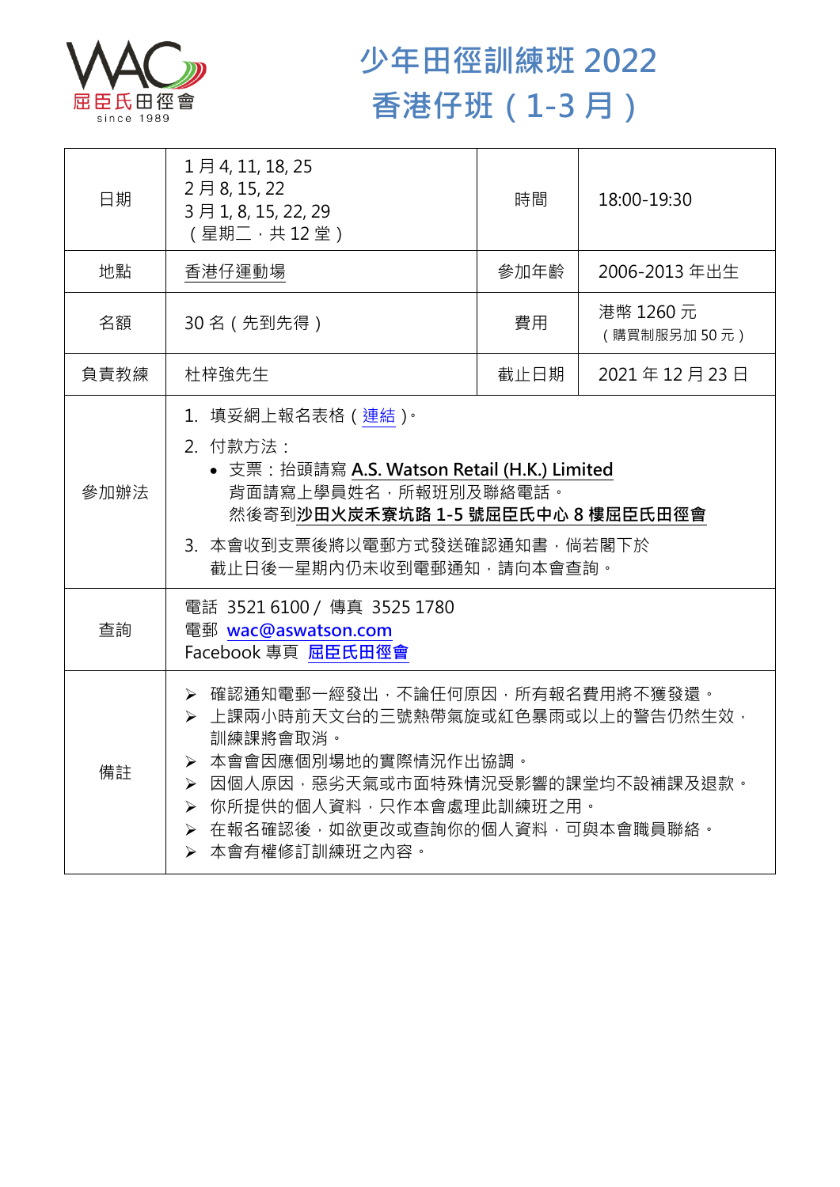# 少年田徑訓練班 2022
# 香港仔班（1-3 月）

| 日期 | 1 月 4, 11, 18, 25<br>2 月 8, 15, 22<br>3 月 1, 8, 15, 22, 29<br>（星期二，共 12 堂） | 時間 | 18:00-19:30 |
|---|---|---|---|
| 地點 | 香港仔運動場 | 參加年齡 | 2006-2013 年出生 |
| 名額 | 30 名（先到先得） | 費用 | 港幣 1260 元<br>（購買制服另加 50 元） |
| 負責教練 | 杜梓強先生 | 截止日期 | 2021 年 12 月 23 日 |
| 參加辦法 | 1. 填妥網上報名表格（連結）。<br>2. 付款方法：<br>• 支票：抬頭請寫 **A.S. Watson Retail (H.K.) Limited**<br>背面請寫上學員姓名，所報班別及聯絡電話。<br>然後寄到**沙田火炭禾寮坑路 1-5 號屈臣氏中心 8 樓屈臣氏田徑會**<br>3. 本會收到支票後將以電郵方式發送確認通知書，倘若閣下於截止日後一星期內仍未收到電郵通知，請向本會查詢。 | | |
| 查詢 | 電話 3521 6100 / 傳真 3525 1780<br>電郵 wac@aswatson.com<br>Facebook 專頁 屈臣氏田徑會 | | |
| 備註 | ➢ 確認通知電郵一經發出，不論任何原因，所有報名費用將不獲發還。<br>➢ 上課兩小時前天文台的三號熱帶氣旋或紅色暴雨或以上的警告仍然生效，訓練課將會取消。<br>➢ 本會會因應個別場地的實際情況作出協調。<br>➢ 因個人原因，惡劣天氣或市面特殊情況受影響的課堂均不設補課及退款。<br>➢ 你所提供的個人資料，只作本會處理此訓練班之用。<br>➢ 在報名確認後，如欲更改或查詢你的個人資料，可與本會職員聯絡。<br>➢ 本會有權修訂訓練班之內容。 | | |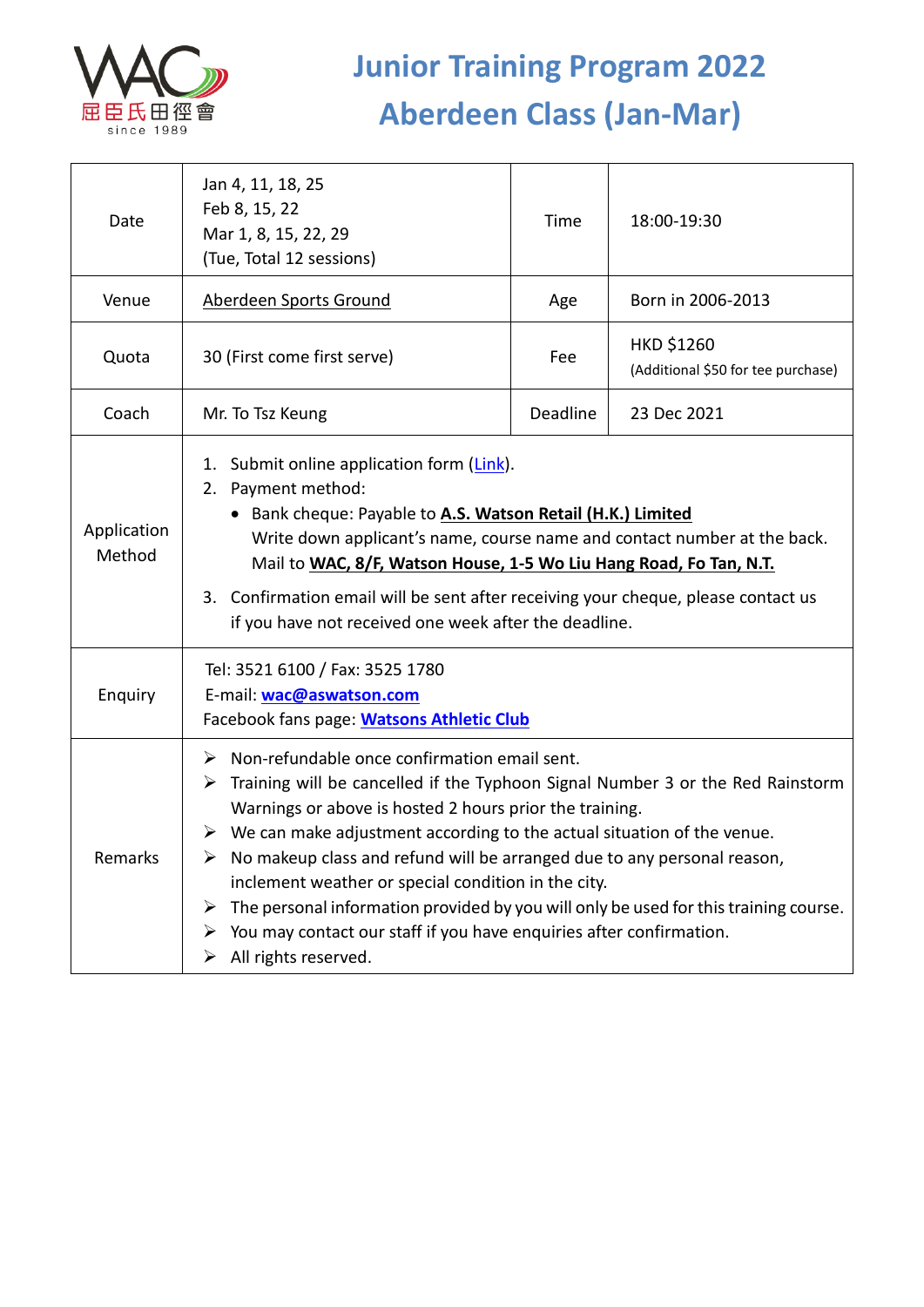# Junior Training Program 2022
# Aberdeen Class (Jan-Mar)

| | | | |
|---|---|---|---|
| Date | Jan 4, 11, 18, 25<br>Feb 8, 15, 22<br>Mar 1, 8, 15, 22, 29<br>(Tue, Total 12 sessions) | Time | 18:00-19:30 |
| Venue | Aberdeen Sports Ground | Age | Born in 2006-2013 |
| Quota | 30 (First come first serve) | Fee | HKD $1260<br>(Additional $50 for tee purchase) |
| Coach | Mr. To Tsz Keung | Deadline | 23 Dec 2021 |
| Application Method | 1. Submit online application form (Link).<br>2. Payment method:<br>• Bank cheque: Payable to **A.S. Watson Retail (H.K.) Limited**<br>Write down applicant's name, course name and contact number at the back.<br>Mail to **WAC, 8/F, Watson House, 1-5 Wo Liu Hang Road, Fo Tan, N.T.**<br>3. Confirmation email will be sent after receiving your cheque, please contact us if you have not received one week after the deadline. | | |
| Enquiry | Tel: 3521 6100 / Fax: 3525 1780<br>E-mail: **wac@aswatson.com**<br>Facebook fans page: **Watsons Athletic Club** | | |
| Remarks | ➢ Non-refundable once confirmation email sent.<br>➢ Training will be cancelled if the Typhoon Signal Number 3 or the Red Rainstorm Warnings or above is hosted 2 hours prior the training.<br>➢ We can make adjustment according to the actual situation of the venue.<br>➢ No makeup class and refund will be arranged due to any personal reason, inclement weather or special condition in the city.<br>➢ The personal information provided by you will only be used for this training course.<br>➢ You may contact our staff if you have enquiries after confirmation.<br>➢ All rights reserved. | | |